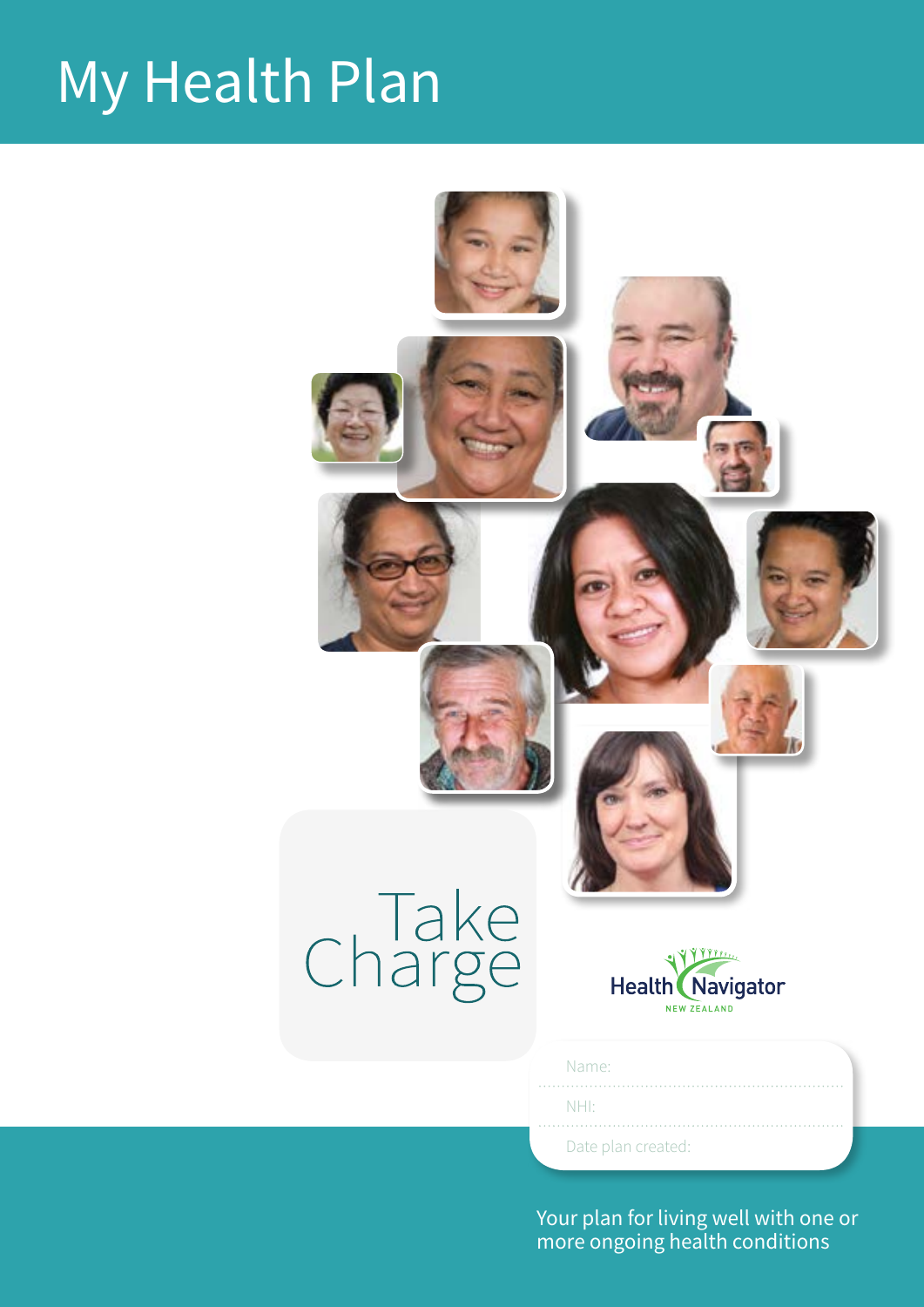# My Health Plan

Take Charge

Health Navigator NEW ZEALAND

Name:

NHI:

Date plan created:

Your plan for living well with one or more ongoing health conditions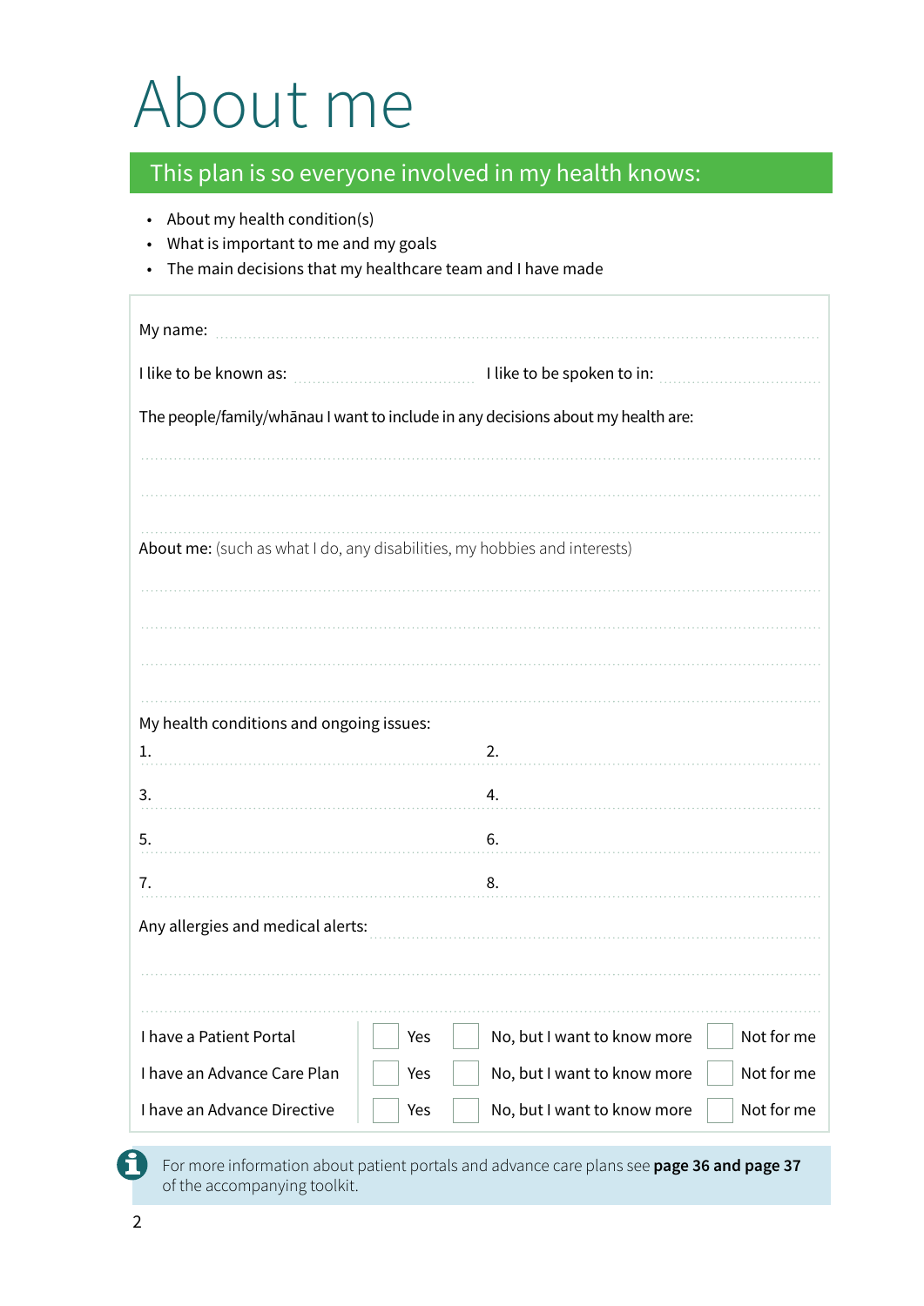# About me

## This plan is so everyone involved in my health knows:

- About my health condition(s)
- What is important to me and my goals
- The main decisions that my healthcare team and I have made

My name: ........................................................................................................

I like to be known as: ........................................ I like to be spoken to in: ........................................

The people/family/whānau I want to include in any decisions about my health are:

........................................................................................................

........................................................................................................

........................................................................................................

About me: (such as what I do, any disabilities, my hobbies and interests)

........................................................................................................

........................................................................................................

........................................................................................................

........................................................................................................

My health conditions and ongoing issues:

| | |
|---|---|
| 1. | 2. |
| 3. | 4. |
| 5. | 6. |
| 7. | 8. |

Any allergies and medical alerts: ........................................................................................................

........................................................................................................

........................................................................................................

| | | | |
|---|---|---|---|
| I have a Patient Portal | ☐ Yes | ☐ No, but I want to know more | ☐ Not for me |
| I have an Advance Care Plan | ☐ Yes | ☐ No, but I want to know more | ☐ Not for me |
| I have an Advance Directive | ☐ Yes | ☐ No, but I want to know more | ☐ Not for me |

For more information about patient portals and advance care plans see **page 36 and page 37** of the accompanying toolkit.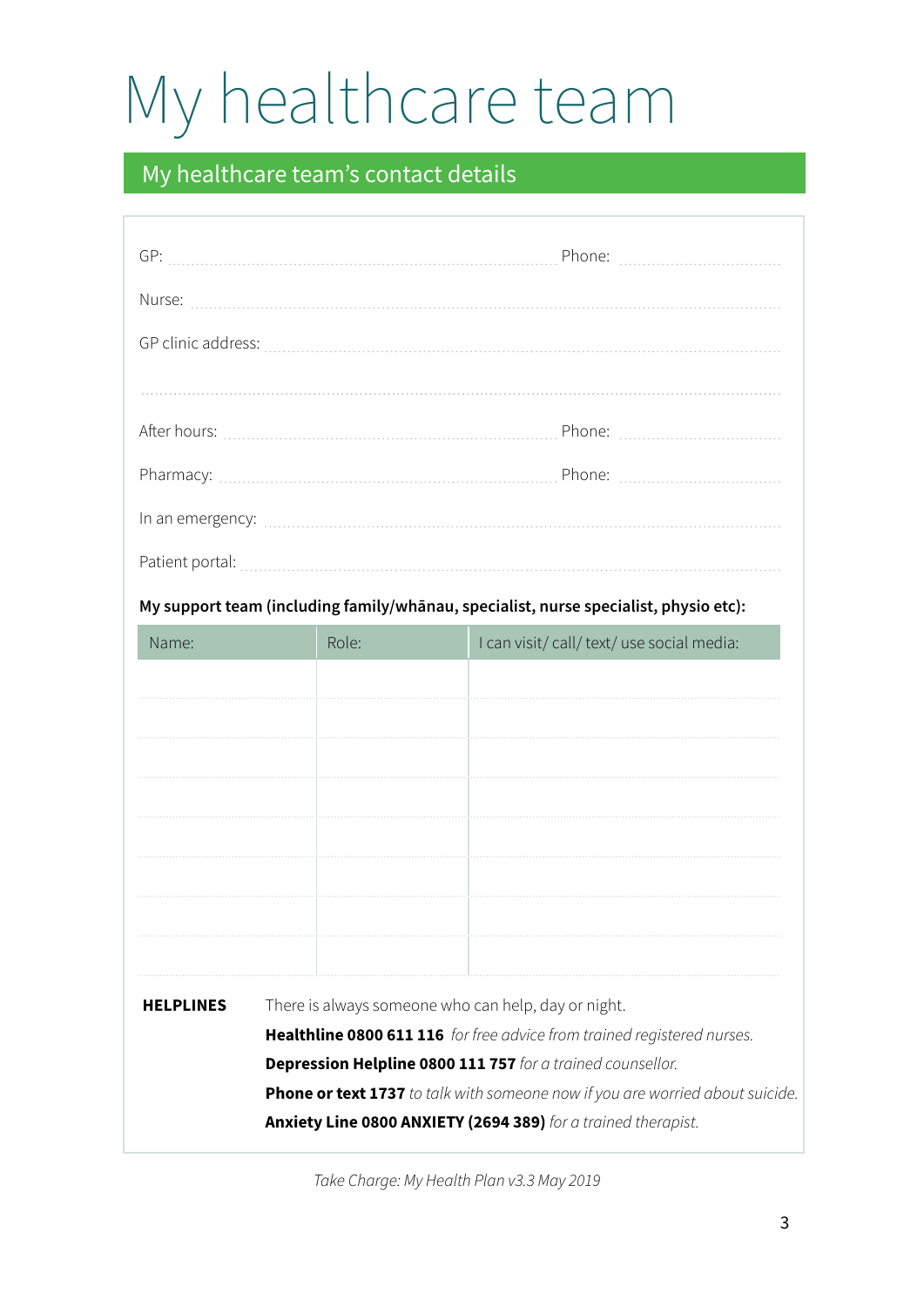# My healthcare team

## My healthcare team's contact details

GP: ............................................................ Phone: ....................

Nurse: ............................................................................................

GP clinic address: ............................................................................

...........................................................................................................

After hours: .................................................... Phone: ....................

Pharmacy: ...................................................... Phone: ....................

In an emergency: ..............................................................................

Patient portal: ..................................................................................

**My support team (including family/whānau, specialist, nurse specialist, physio etc):**

| Name: | Role: | I can visit/ call/ text/ use social media: |
|---|---|---|
| | | |
| | | |
| | | |
| | | |
| | | |
| | | |
| | | |
| | | |

**HELPLINES**

There is always someone who can help, day or night.

**Healthline 0800 611 116** *for free advice from trained registered nurses.*

**Depression Helpline 0800 111 757** *for a trained counsellor.*

**Phone or text 1737** *to talk with someone now if you are worried about suicide.*

**Anxiety Line 0800 ANXIETY (2694 389)** *for a trained therapist.*

*Take Charge: My Health Plan v3.3 May 2019*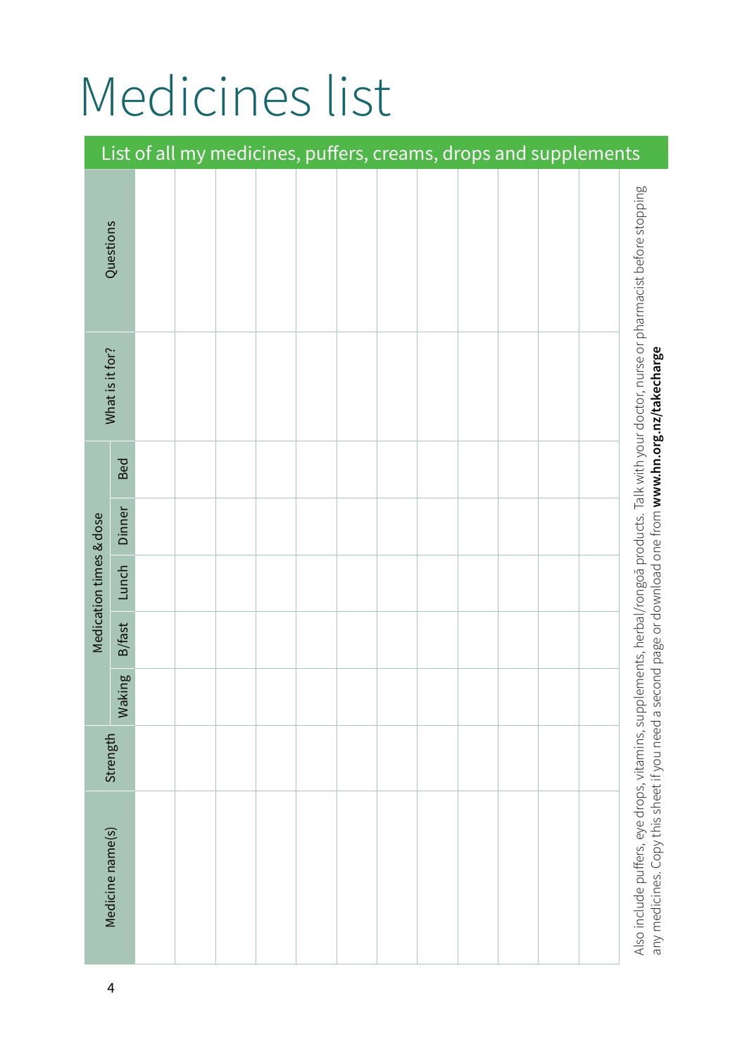# Medicines list

## List of all my medicines, puffers, creams, drops and supplements

| Medicine name(s) | Strength | Medication times & dose | | | | | What is it for? | Questions |
|---|---|---|---|---|---|---|---|---|
| | | Waking | B/fast | Lunch | Dinner | Bed | | |
| | | | | | | | | |
| | | | | | | | | |
| | | | | | | | | |
| | | | | | | | | |
| | | | | | | | | |
| | | | | | | | | |
| | | | | | | | | |
| | | | | | | | | |
| | | | | | | | | |
| | | | | | | | | |
| | | | | | | | | |
| | | | | | | | | |

Also include puffers, eye drops, vitamins, supplements, herbal/rongoā products. Talk with your doctor, nurse or pharmacist before stopping any medicines. Copy this sheet if you need a second page or download one from **www.hn.org.nz/takecharge**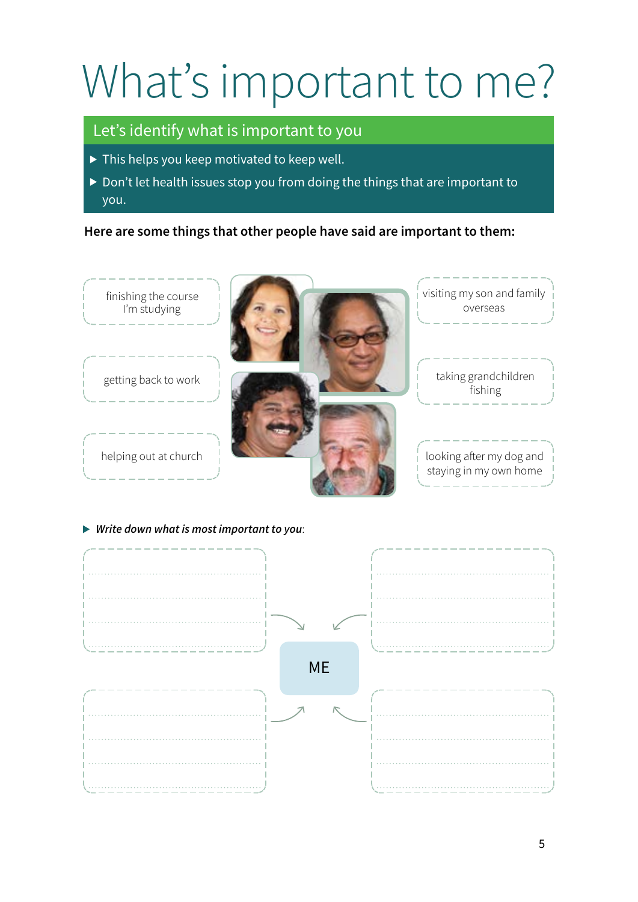# What's important to me?

## Let's identify what is important to you

- This helps you keep motivated to keep well.
- Don't let health issues stop you from doing the things that are important to you.

**Here are some things that other people have said are important to them:**

- finishing the course I'm studying
- getting back to work
- helping out at church
- visiting my son and family overseas
- taking grandchildren fishing
- looking after my dog and staying in my own home

- ***Write down what is most important to you***:

ME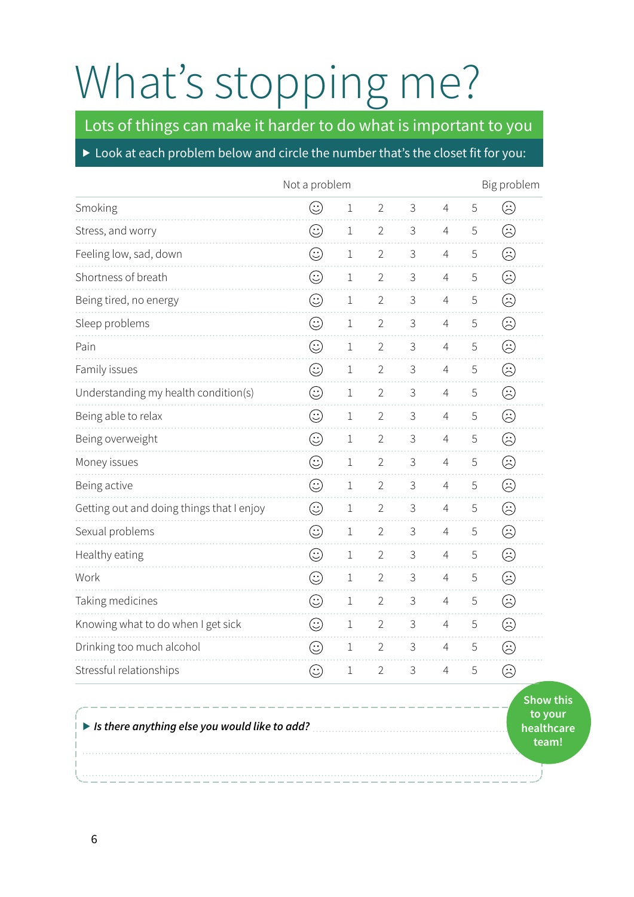# What's stopping me?

## Lots of things can make it harder to do what is important to you

▶ Look at each problem below and circle the number that's the closet fit for you:

| | Not a problem | | | | | | Big problem |
|---|---|---|---|---|---|---|---|
| Smoking | ☺ | 1 | 2 | 3 | 4 | 5 | ☹ |
| Stress, and worry | ☺ | 1 | 2 | 3 | 4 | 5 | ☹ |
| Feeling low, sad, down | ☺ | 1 | 2 | 3 | 4 | 5 | ☹ |
| Shortness of breath | ☺ | 1 | 2 | 3 | 4 | 5 | ☹ |
| Being tired, no energy | ☺ | 1 | 2 | 3 | 4 | 5 | ☹ |
| Sleep problems | ☺ | 1 | 2 | 3 | 4 | 5 | ☹ |
| Pain | ☺ | 1 | 2 | 3 | 4 | 5 | ☹ |
| Family issues | ☺ | 1 | 2 | 3 | 4 | 5 | ☹ |
| Understanding my health condition(s) | ☺ | 1 | 2 | 3 | 4 | 5 | ☹ |
| Being able to relax | ☺ | 1 | 2 | 3 | 4 | 5 | ☹ |
| Being overweight | ☺ | 1 | 2 | 3 | 4 | 5 | ☹ |
| Money issues | ☺ | 1 | 2 | 3 | 4 | 5 | ☹ |
| Being active | ☺ | 1 | 2 | 3 | 4 | 5 | ☹ |
| Getting out and doing things that I enjoy | ☺ | 1 | 2 | 3 | 4 | 5 | ☹ |
| Sexual problems | ☺ | 1 | 2 | 3 | 4 | 5 | ☹ |
| Healthy eating | ☺ | 1 | 2 | 3 | 4 | 5 | ☹ |
| Work | ☺ | 1 | 2 | 3 | 4 | 5 | ☹ |
| Taking medicines | ☺ | 1 | 2 | 3 | 4 | 5 | ☹ |
| Knowing what to do when I get sick | ☺ | 1 | 2 | 3 | 4 | 5 | ☹ |
| Drinking too much alcohol | ☺ | 1 | 2 | 3 | 4 | 5 | ☹ |
| Stressful relationships | ☺ | 1 | 2 | 3 | 4 | 5 | ☹ |

▶ ***Is there anything else you would like to add?*** ..............................................................................

..............................................................................................................................................

**Show this to your healthcare team!**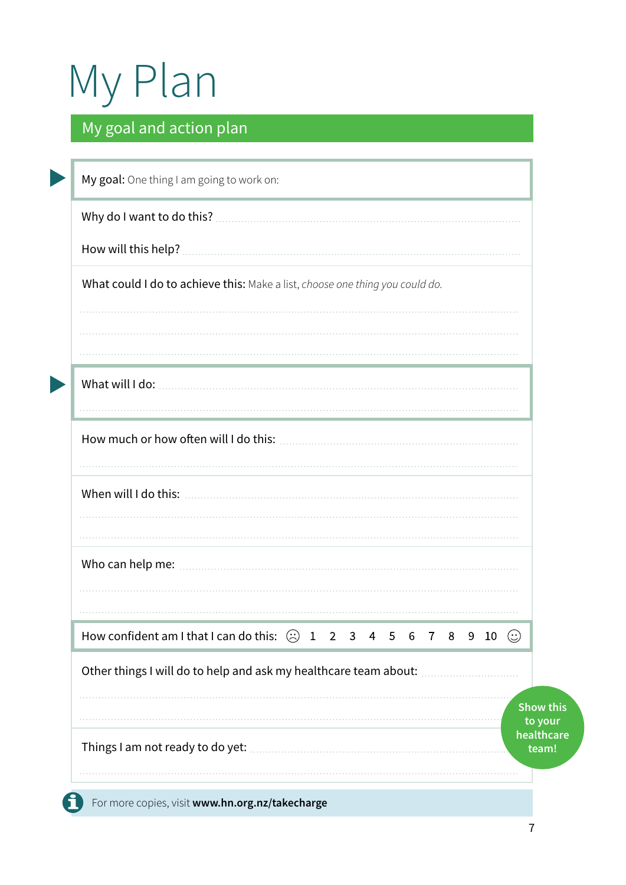# My Plan

## My goal and action plan

**My goal:** One thing I am going to work on:

Why do I want to do this? ..................................................................................

How will this help? ..................................................................................

What could I do to achieve this: Make a list, *choose one thing you could do.*

..................................................................................

..................................................................................

..................................................................................

What will I do: ..................................................................................

..................................................................................

How much or how often will I do this: ..................................................................................

..................................................................................

When will I do this: ..................................................................................

..................................................................................

..................................................................................

Who can help me: ..................................................................................

..................................................................................

..................................................................................

How confident am I that I can do this: ☹ 1 2 3 4 5 6 7 8 9 10 ☺

Other things I will do to help and ask my healthcare team about: ..................................................................................

..................................................................................

..................................................................................

Things I am not ready to do yet: ..................................................................................

..................................................................................

**Show this to your healthcare team!**

For more copies, visit **www.hn.org.nz/takecharge**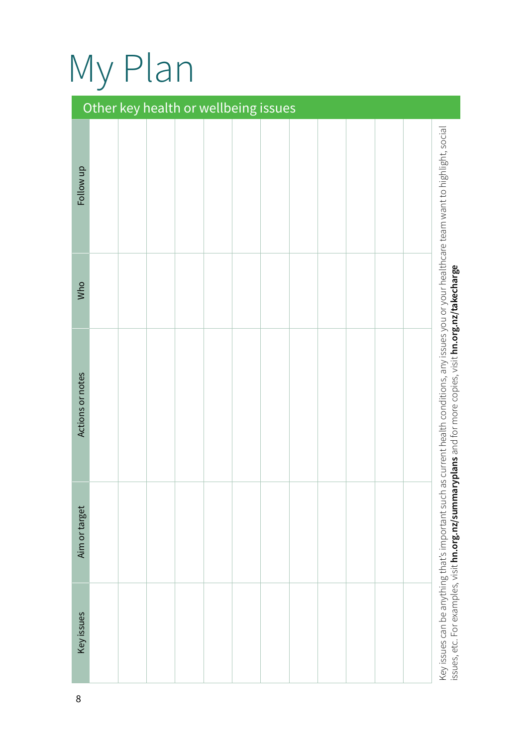# My Plan

## Other key health or wellbeing issues

| Key issues | Aim or target | Actions or notes | Who | Follow up |
|---|---|---|---|---|
| | | | | |
| | | | | |
| | | | | |
| | | | | |
| | | | | |
| | | | | |
| | | | | |
| | | | | |
| | | | | |
| | | | | |
| | | | | |
| | | | | |

Key issues can be anything that's important such as current health conditions, any issues you or your healthcare team want to highlight, social issues, etc. For examples, visit **hn.org.nz/summaryplans** and for more copies, visit **hn.org.nz/takecharge**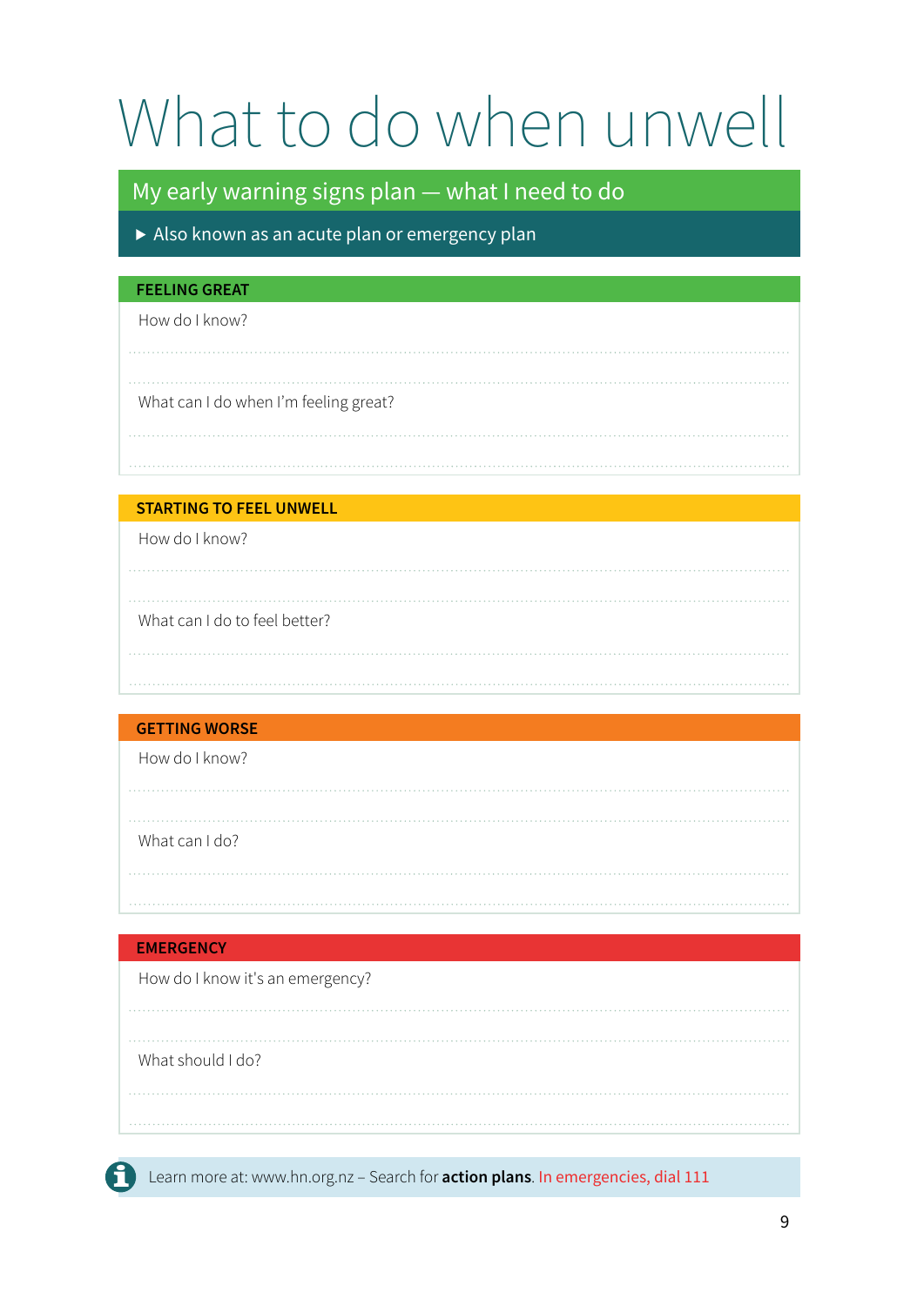# What to do when unwell

## My early warning signs plan — what I need to do

▶ Also known as an acute plan or emergency plan

### FEELING GREAT

How do I know?

What can I do when I'm feeling great?

### STARTING TO FEEL UNWELL

How do I know?

What can I do to feel better?

### GETTING WORSE

How do I know?

What can I do?

### EMERGENCY

How do I know it's an emergency?

What should I do?

Learn more at: www.hn.org.nz – Search for **action plans**. In emergencies, dial 111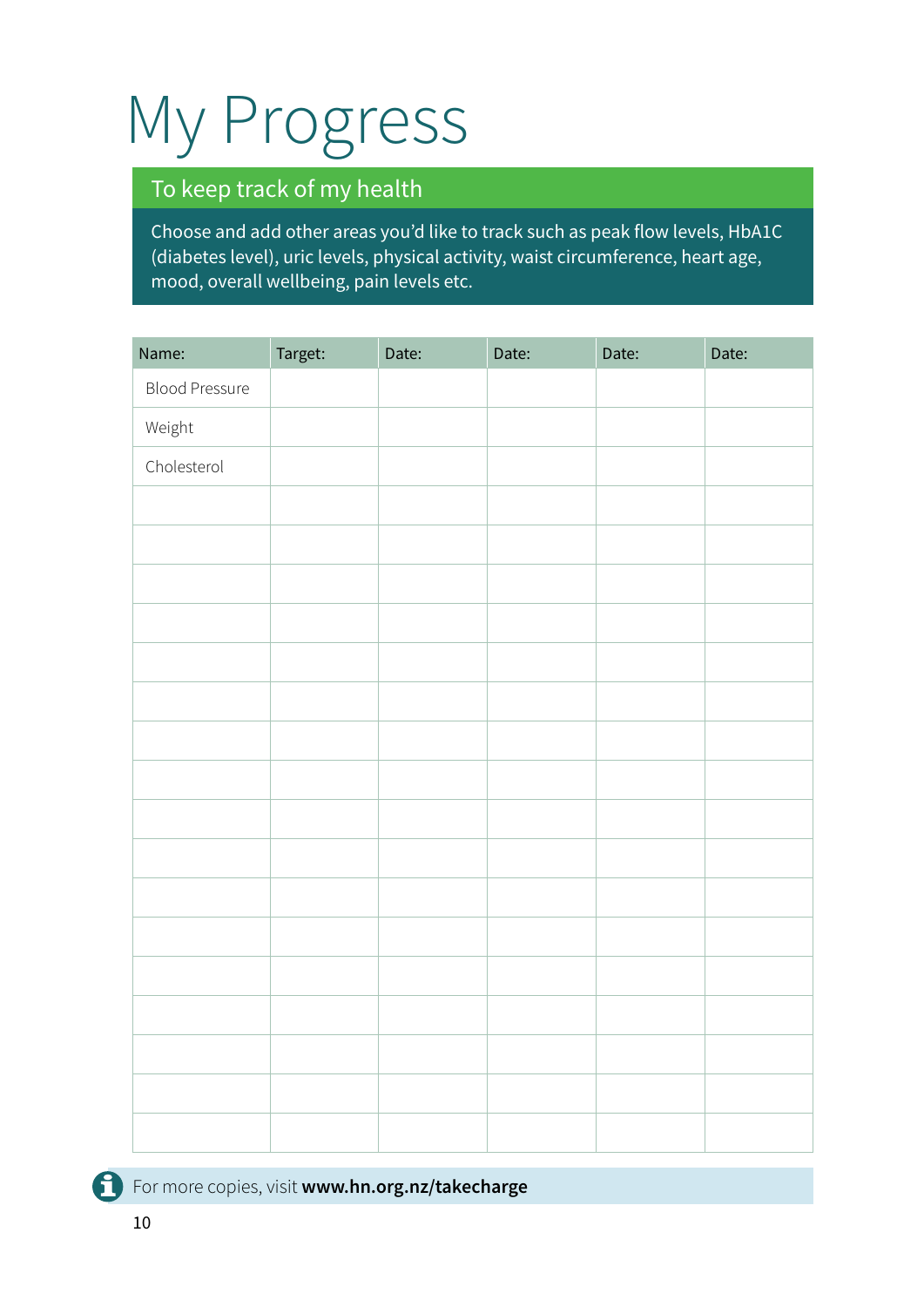# My Progress

## To keep track of my health

Choose and add other areas you'd like to track such as peak flow levels, HbA1C (diabetes level), uric levels, physical activity, waist circumference, heart age, mood, overall wellbeing, pain levels etc.

| Name: | Target: | Date: | Date: | Date: | Date: |
|---|---|---|---|---|---|
| Blood Pressure | | | | | |
| Weight | | | | | |
| Cholesterol | | | | | |
| | | | | | |
| | | | | | |
| | | | | | |
| | | | | | |
| | | | | | |
| | | | | | |
| | | | | | |
| | | | | | |
| | | | | | |
| | | | | | |
| | | | | | |
| | | | | | |
| | | | | | |
| | | | | | |
| | | | | | |
| | | | | | |
| | | | | | |

For more copies, visit **www.hn.org.nz/takecharge**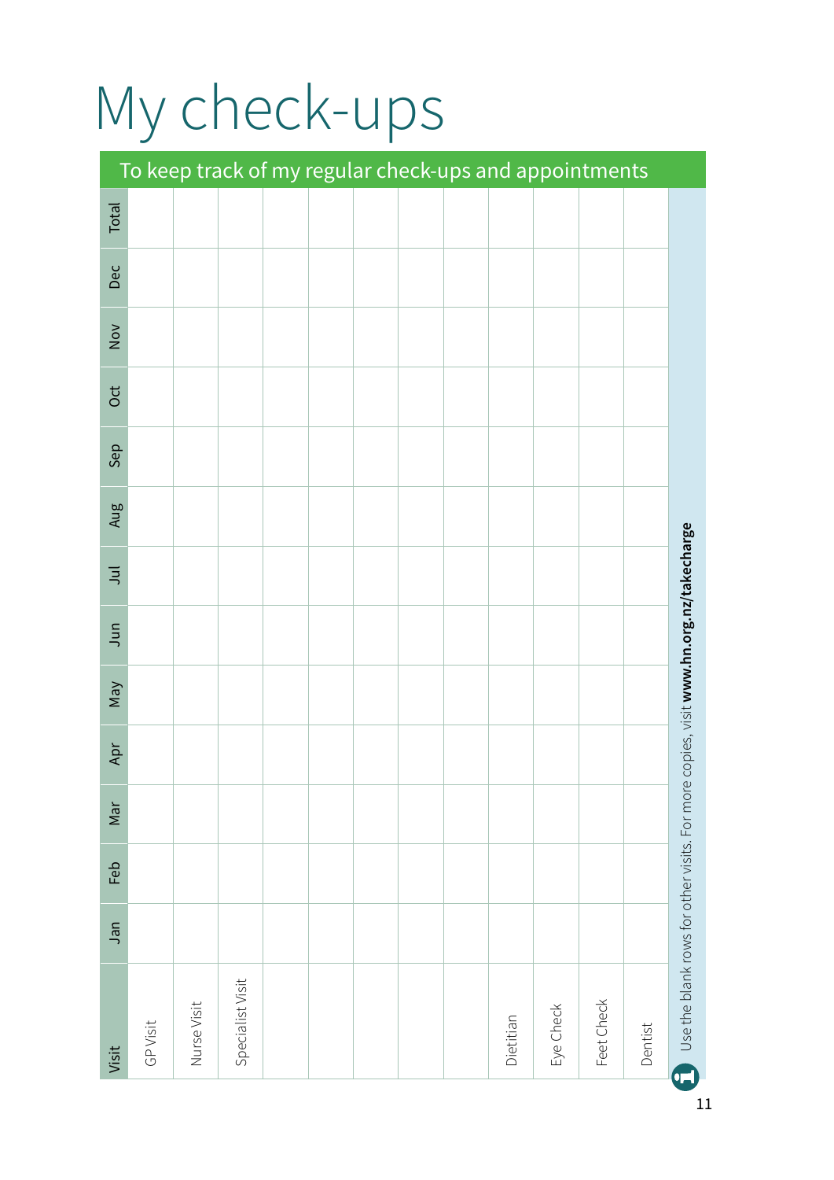# My check-ups

To keep track of my regular check-ups and appointments

| Visit | Jan | Feb | Mar | Apr | May | Jun | Jul | Aug | Sep | Oct | Nov | Dec | Total |
|---|---|---|---|---|---|---|---|---|---|---|---|---|---|
| GP Visit | | | | | | | | | | | | | |
| Nurse Visit | | | | | | | | | | | | | |
| Specialist Visit | | | | | | | | | | | | | |
| | | | | | | | | | | | | | |
| | | | | | | | | | | | | | |
| | | | | | | | | | | | | | |
| | | | | | | | | | | | | | |
| | | | | | | | | | | | | | |
| Dietitian | | | | | | | | | | | | | |
| Eye Check | | | | | | | | | | | | | |
| Feet Check | | | | | | | | | | | | | |
| Dentist | | | | | | | | | | | | | |

Use the blank rows for other visits. For more copies, visit **www.hn.org.nz/takecharge**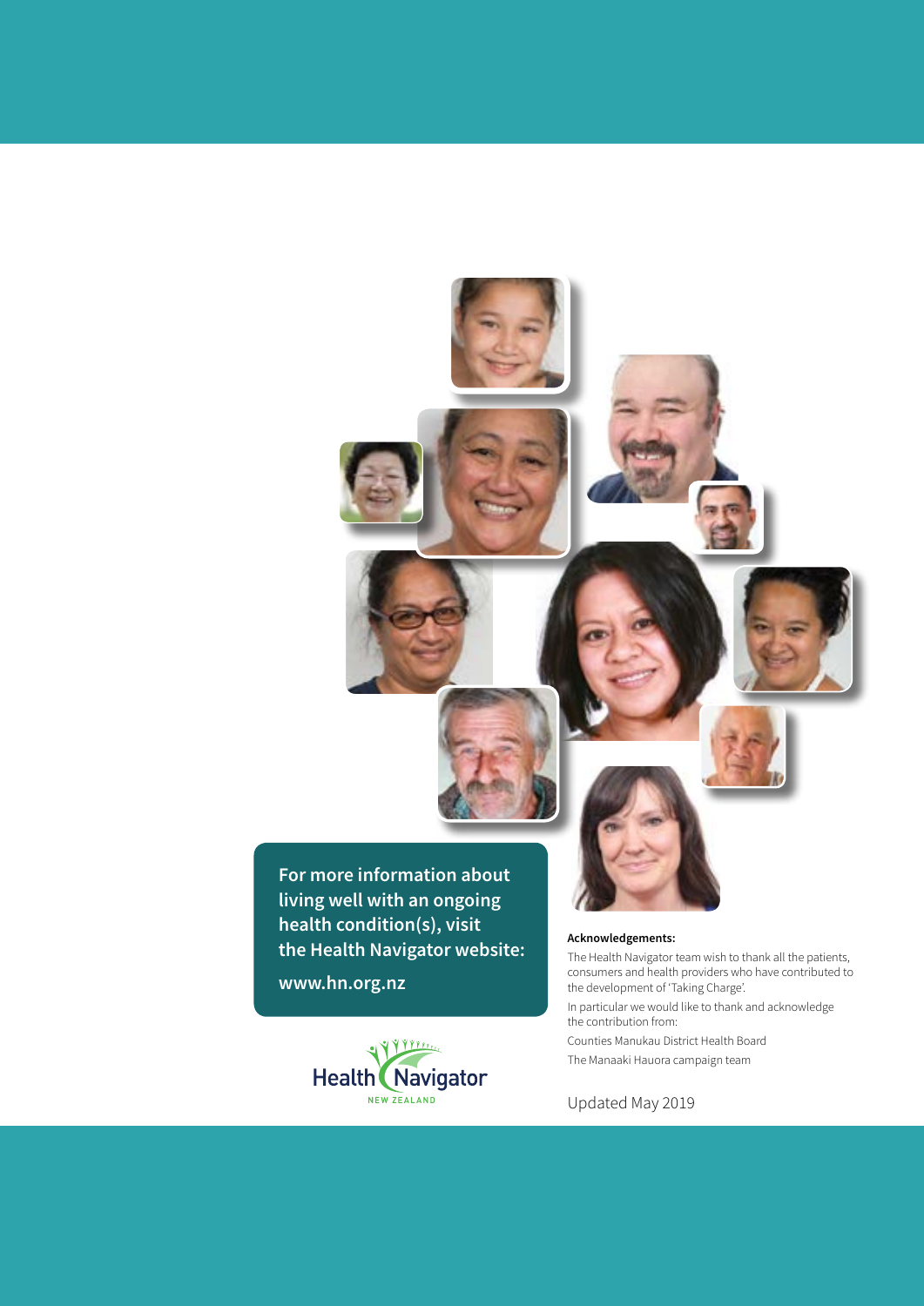**For more information about living well with an ongoing health condition(s), visit the Health Navigator website:**

**www.hn.org.nz**

Health Navigator NEW ZEALAND

**Acknowledgements:**

The Health Navigator team wish to thank all the patients, consumers and health providers who have contributed to the development of 'Taking Charge'.

In particular we would like to thank and acknowledge the contribution from:

Counties Manukau District Health Board

The Manaaki Hauora campaign team

Updated May 2019